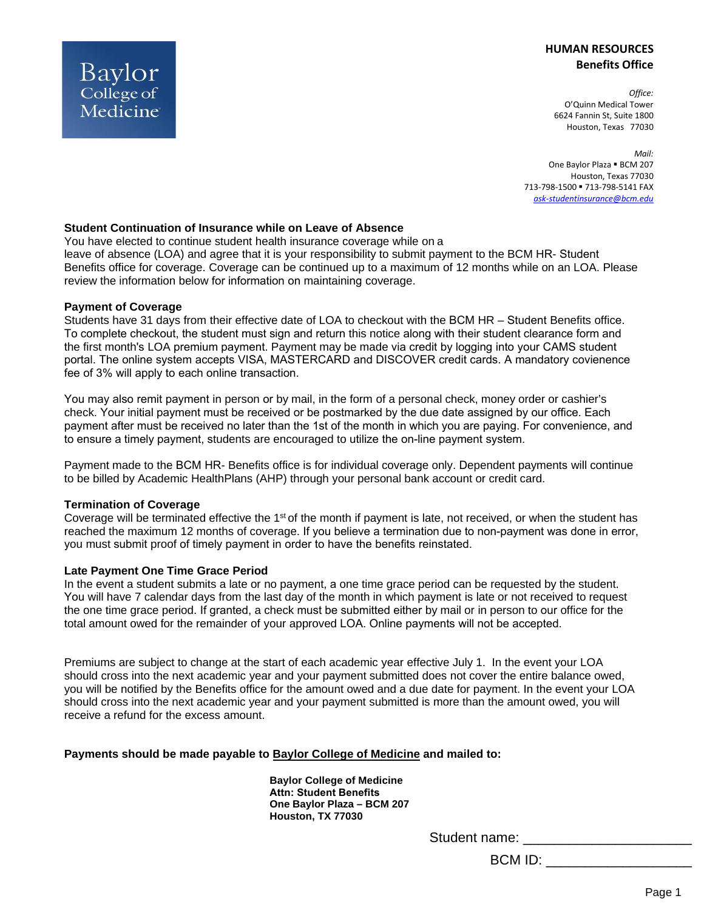Baylor College of Medicine

**HUMAN RESOURCES**
**Benefits Office**

*Office:*
O'Quinn Medical Tower
6624 Fannin St, Suite 1800
Houston, Texas 77030

*Mail:*
One Baylor Plaza ▪ BCM 207
Houston, Texas 77030
713-798-1500 ▪ 713-798-5141 FAX
*ask-studentinsurance@bcm.edu*

### Student Continuation of Insurance while on Leave of Absence

You have elected to continue student health insurance coverage while on a leave of absence (LOA) and agree that it is your responsibility to submit payment to the BCM HR- Student Benefits office for coverage. Coverage can be continued up to a maximum of 12 months while on an LOA. Please review the information below for information on maintaining coverage.

### Payment of Coverage

Students have 31 days from their effective date of LOA to checkout with the BCM HR – Student Benefits office. To complete checkout, the student must sign and return this notice along with their student clearance form and the first month's LOA premium payment. Payment may be made via credit by logging into your CAMS student portal. The online system accepts VISA, MASTERCARD and DISCOVER credit cards. A mandatory covienence fee of 3% will apply to each online transaction.

You may also remit payment in person or by mail, in the form of a personal check, money order or cashier's check. Your initial payment must be received or be postmarked by the due date assigned by our office. Each payment after must be received no later than the 1st of the month in which you are paying. For convenience, and to ensure a timely payment, students are encouraged to utilize the on-line payment system.

Payment made to the BCM HR- Benefits office is for individual coverage only. Dependent payments will continue to be billed by Academic HealthPlans (AHP) through your personal bank account or credit card.

### Termination of Coverage

Coverage will be terminated effective the 1st of the month if payment is late, not received, or when the student has reached the maximum 12 months of coverage. If you believe a termination due to non-payment was done in error, you must submit proof of timely payment in order to have the benefits reinstated.

### Late Payment One Time Grace Period

In the event a student submits a late or no payment, a one time grace period can be requested by the student. You will have 7 calendar days from the last day of the month in which payment is late or not received to request the one time grace period. If granted, a check must be submitted either by mail or in person to our office for the total amount owed for the remainder of your approved LOA. Online payments will not be accepted.

Premiums are subject to change at the start of each academic year effective July 1. In the event your LOA should cross into the next academic year and your payment submitted does not cover the entire balance owed, you will be notified by the Benefits office for the amount owed and a due date for payment. In the event your LOA should cross into the next academic year and your payment submitted is more than the amount owed, you will receive a refund for the excess amount.

**Payments should be made payable to Baylor College of Medicine and mailed to:**

**Baylor College of Medicine**
**Attn: Student Benefits**
**One Baylor Plaza – BCM 207**
**Houston, TX 77030**

Student name: ______________________

BCM ID: ____________________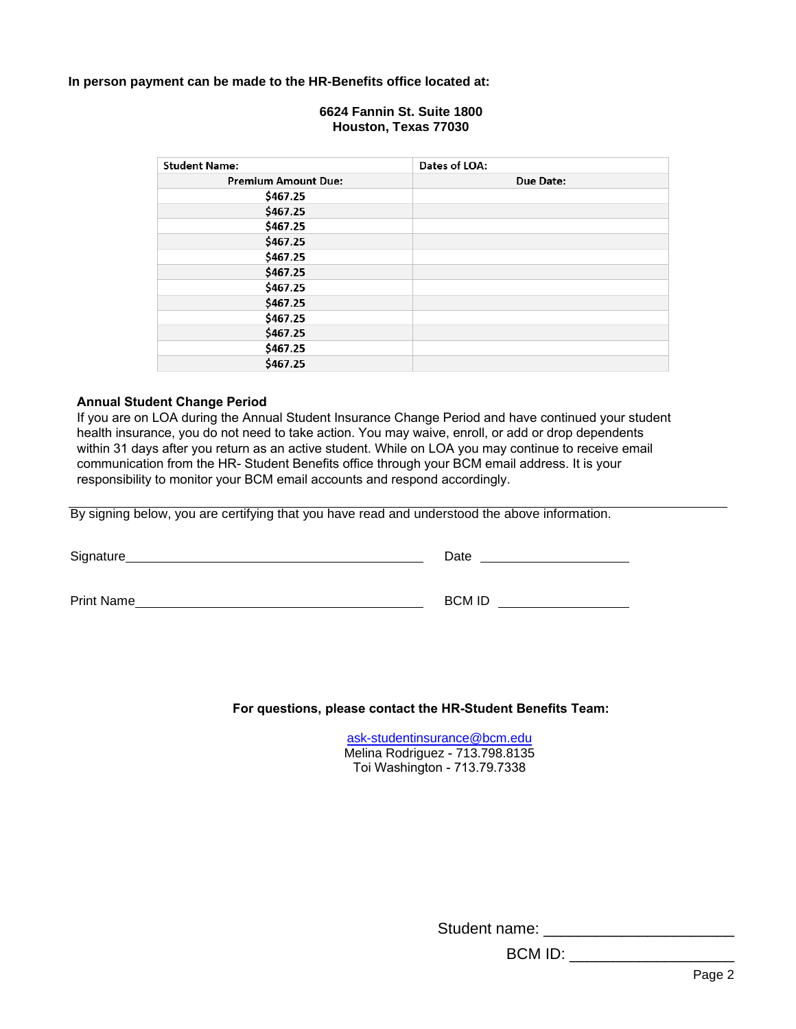**In person payment can be made to the HR-Benefits office located at:**

**6624 Fannin St. Suite 1800**
**Houston, Texas 77030**

| Student Name: | Dates of LOA: |
|---|---|
| **Premium Amount Due:** | **Due Date:** |
| $467.25 | |
| $467.25 | |
| $467.25 | |
| $467.25 | |
| $467.25 | |
| $467.25 | |
| $467.25 | |
| $467.25 | |
| $467.25 | |
| $467.25 | |
| $467.25 | |
| $467.25 | |

**Annual Student Change Period**

If you are on LOA during the Annual Student Insurance Change Period and have continued your student health insurance, you do not need to take action. You may waive, enroll, or add or drop dependents within 31 days after you return as an active student. While on LOA you may continue to receive email communication from the HR- Student Benefits office through your BCM email address. It is your responsibility to monitor your BCM email accounts and respond accordingly.

---

By signing below, you are certifying that you have read and understood the above information.

Signature\_\_\_\_\_\_\_\_\_\_\_\_\_\_\_\_\_\_\_\_\_\_\_\_\_\_\_\_\_\_\_\_\_\_\_\_\_\_\_\_ Date \_\_\_\_\_\_\_\_\_\_\_\_\_\_\_\_\_\_\_\_

Print Name\_\_\_\_\_\_\_\_\_\_\_\_\_\_\_\_\_\_\_\_\_\_\_\_\_\_\_\_\_\_\_\_\_\_\_\_\_\_\_ BCM ID \_\_\_\_\_\_\_\_\_\_\_\_\_\_\_\_\_\_

**For questions, please contact the HR-Student Benefits Team:**

ask-studentinsurance@bcm.edu
Melina Rodriguez - 713.798.8135
Toi Washington - 713.79.7338

Student name: \_\_\_\_\_\_\_\_\_\_\_\_\_\_\_\_\_\_\_\_\_\_

BCM ID: \_\_\_\_\_\_\_\_\_\_\_\_\_\_\_\_\_\_\_\_